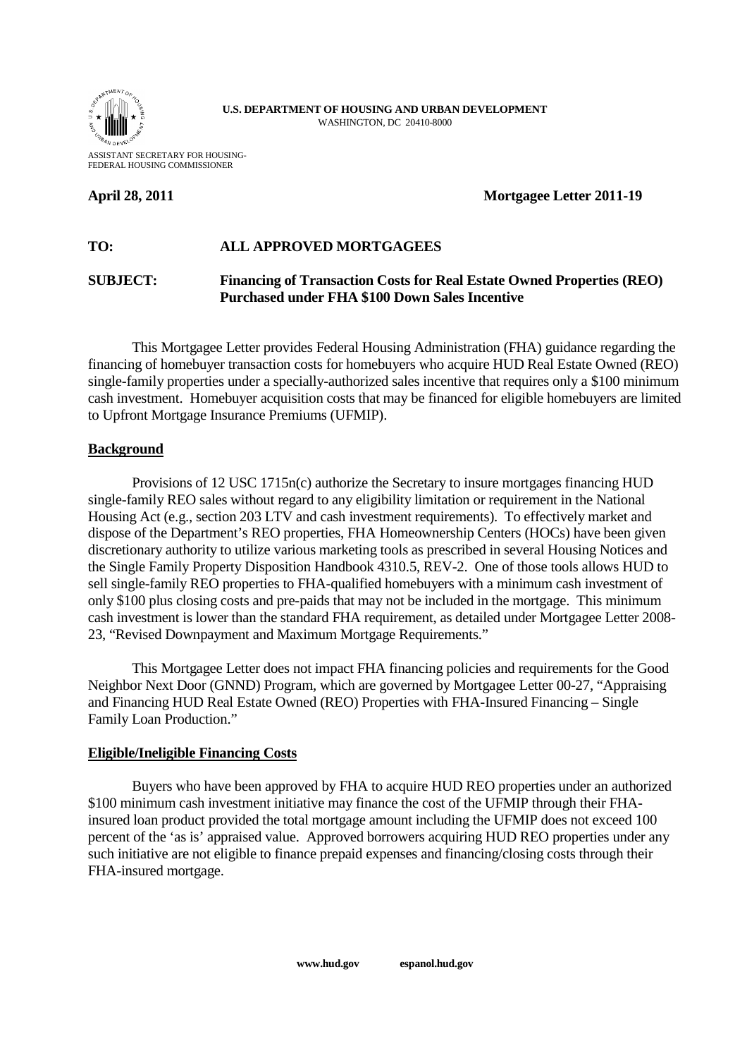**U.S. DEPARTMENT OF HOUSING AND URBAN DEVELOPMENT**
WASHINGTON, DC 20410-8000

ASSISTANT SECRETARY FOR HOUSING-
FEDERAL HOUSING COMMISSIONER

**April 28, 2011** **Mortgagee Letter 2011-19**

**TO:** **ALL APPROVED MORTGAGEES**

**SUBJECT:** **Financing of Transaction Costs for Real Estate Owned Properties (REO) Purchased under FHA $100 Down Sales Incentive**

This Mortgagee Letter provides Federal Housing Administration (FHA) guidance regarding the financing of homebuyer transaction costs for homebuyers who acquire HUD Real Estate Owned (REO) single-family properties under a specially-authorized sales incentive that requires only a $100 minimum cash investment. Homebuyer acquisition costs that may be financed for eligible homebuyers are limited to Upfront Mortgage Insurance Premiums (UFMIP).

## Background

Provisions of 12 USC 1715n(c) authorize the Secretary to insure mortgages financing HUD single-family REO sales without regard to any eligibility limitation or requirement in the National Housing Act (e.g., section 203 LTV and cash investment requirements). To effectively market and dispose of the Department's REO properties, FHA Homeownership Centers (HOCs) have been given discretionary authority to utilize various marketing tools as prescribed in several Housing Notices and the Single Family Property Disposition Handbook 4310.5, REV-2. One of those tools allows HUD to sell single-family REO properties to FHA-qualified homebuyers with a minimum cash investment of only $100 plus closing costs and pre-paids that may not be included in the mortgage. This minimum cash investment is lower than the standard FHA requirement, as detailed under Mortgagee Letter 2008-23, "Revised Downpayment and Maximum Mortgage Requirements."

This Mortgagee Letter does not impact FHA financing policies and requirements for the Good Neighbor Next Door (GNND) Program, which are governed by Mortgagee Letter 00-27, "Appraising and Financing HUD Real Estate Owned (REO) Properties with FHA-Insured Financing – Single Family Loan Production."

## Eligible/Ineligible Financing Costs

Buyers who have been approved by FHA to acquire HUD REO properties under an authorized $100 minimum cash investment initiative may finance the cost of the UFMIP through their FHA-insured loan product provided the total mortgage amount including the UFMIP does not exceed 100 percent of the 'as is' appraised value. Approved borrowers acquiring HUD REO properties under any such initiative are not eligible to finance prepaid expenses and financing/closing costs through their FHA-insured mortgage.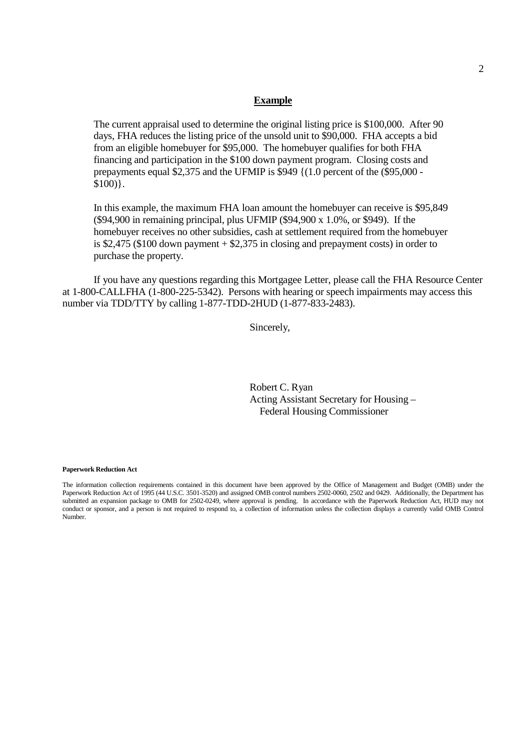**Example**

The current appraisal used to determine the original listing price is $100,000. After 90 days, FHA reduces the listing price of the unsold unit to $90,000. FHA accepts a bid from an eligible homebuyer for $95,000. The homebuyer qualifies for both FHA financing and participation in the $100 down payment program. Closing costs and prepayments equal $2,375 and the UFMIP is $949 {(1.0 percent of the ($95,000 - $100)}.

In this example, the maximum FHA loan amount the homebuyer can receive is $95,849 ($94,900 in remaining principal, plus UFMIP ($94,900 x 1.0%, or $949). If the homebuyer receives no other subsidies, cash at settlement required from the homebuyer is $2,475 ($100 down payment + $2,375 in closing and prepayment costs) in order to purchase the property.

If you have any questions regarding this Mortgagee Letter, please call the FHA Resource Center at 1-800-CALLFHA (1-800-225-5342). Persons with hearing or speech impairments may access this number via TDD/TTY by calling 1-877-TDD-2HUD (1-877-833-2483).

Sincerely,

Robert C. Ryan
Acting Assistant Secretary for Housing –
Federal Housing Commissioner

**Paperwork Reduction Act**

The information collection requirements contained in this document have been approved by the Office of Management and Budget (OMB) under the Paperwork Reduction Act of 1995 (44 U.S.C. 3501-3520) and assigned OMB control numbers 2502-0060, 2502 and 0429. Additionally, the Department has submitted an expansion package to OMB for 2502-0249, where approval is pending. In accordance with the Paperwork Reduction Act, HUD may not conduct or sponsor, and a person is not required to respond to, a collection of information unless the collection displays a currently valid OMB Control Number.